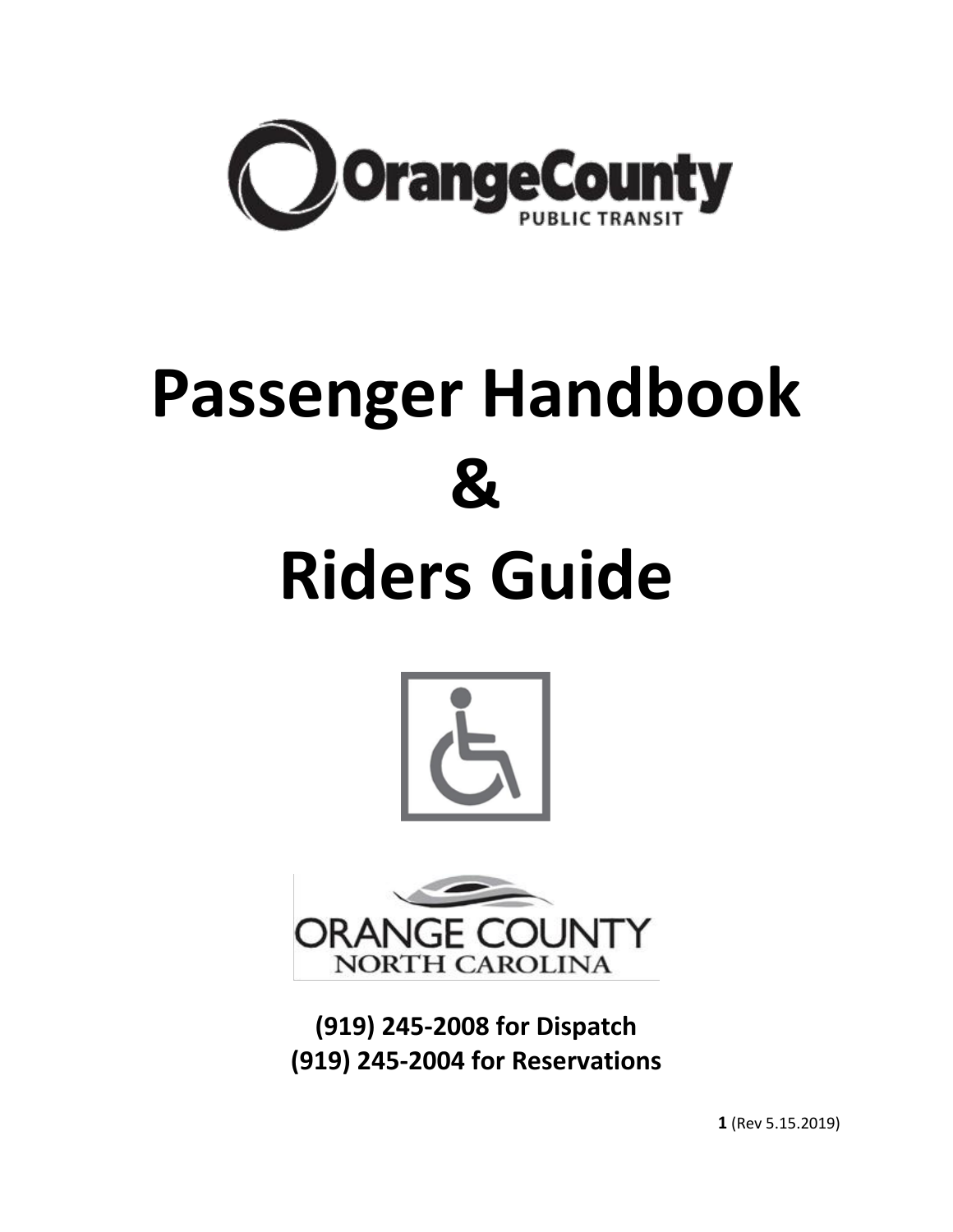OrangeCounty
PUBLIC TRANSIT

# Passenger Handbook
# &
# Riders Guide

ORANGE COUNTY
NORTH CAROLINA

**(919) 245-2008 for Dispatch**
**(919) 245-2004 for Reservations**

(Rev 5.15.2019)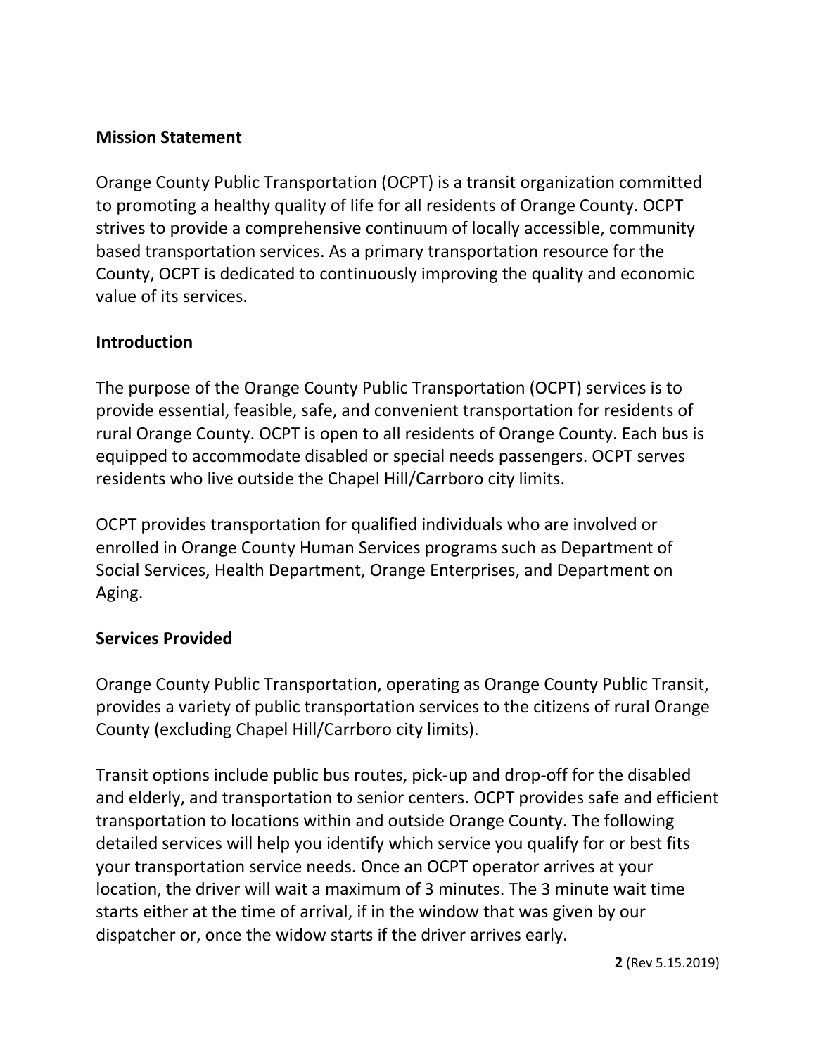## Mission Statement

Orange County Public Transportation (OCPT) is a transit organization committed to promoting a healthy quality of life for all residents of Orange County. OCPT strives to provide a comprehensive continuum of locally accessible, community based transportation services. As a primary transportation resource for the County, OCPT is dedicated to continuously improving the quality and economic value of its services.

## Introduction

The purpose of the Orange County Public Transportation (OCPT) services is to provide essential, feasible, safe, and convenient transportation for residents of rural Orange County. OCPT is open to all residents of Orange County. Each bus is equipped to accommodate disabled or special needs passengers. OCPT serves residents who live outside the Chapel Hill/Carrboro city limits.

OCPT provides transportation for qualified individuals who are involved or enrolled in Orange County Human Services programs such as Department of Social Services, Health Department, Orange Enterprises, and Department on Aging.

## Services Provided

Orange County Public Transportation, operating as Orange County Public Transit, provides a variety of public transportation services to the citizens of rural Orange County (excluding Chapel Hill/Carrboro city limits).

Transit options include public bus routes, pick-up and drop-off for the disabled and elderly, and transportation to senior centers. OCPT provides safe and efficient transportation to locations within and outside Orange County. The following detailed services will help you identify which service you qualify for or best fits your transportation service needs. Once an OCPT operator arrives at your location, the driver will wait a maximum of 3 minutes. The 3 minute wait time starts either at the time of arrival, if in the window that was given by our dispatcher or, once the widow starts if the driver arrives early.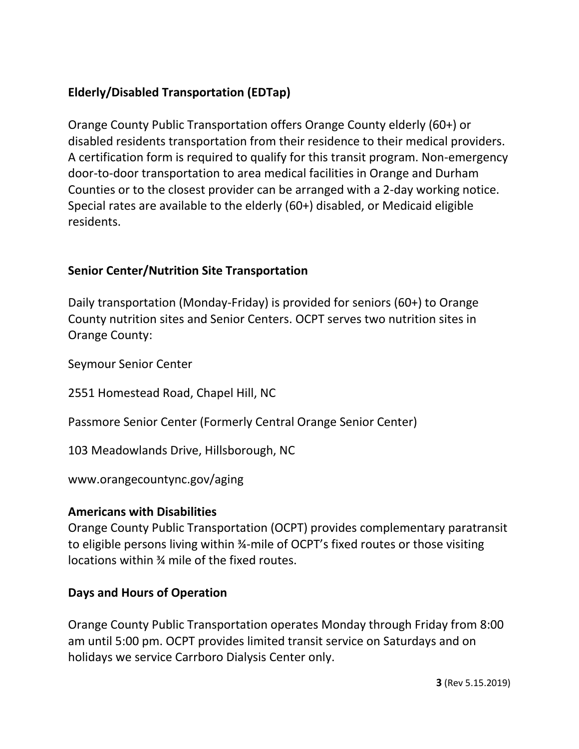## Elderly/Disabled Transportation (EDTap)

Orange County Public Transportation offers Orange County elderly (60+) or disabled residents transportation from their residence to their medical providers. A certification form is required to qualify for this transit program. Non-emergency door-to-door transportation to area medical facilities in Orange and Durham Counties or to the closest provider can be arranged with a 2-day working notice. Special rates are available to the elderly (60+) disabled, or Medicaid eligible residents.

## Senior Center/Nutrition Site Transportation

Daily transportation (Monday-Friday) is provided for seniors (60+) to Orange County nutrition sites and Senior Centers. OCPT serves two nutrition sites in Orange County:

Seymour Senior Center

2551 Homestead Road, Chapel Hill, NC

Passmore Senior Center (Formerly Central Orange Senior Center)

103 Meadowlands Drive, Hillsborough, NC

www.orangecountync.gov/aging

## Americans with Disabilities

Orange County Public Transportation (OCPT) provides complementary paratransit to eligible persons living within ¾-mile of OCPT's fixed routes or those visiting locations within ¾ mile of the fixed routes.

## Days and Hours of Operation

Orange County Public Transportation operates Monday through Friday from 8:00 am until 5:00 pm. OCPT provides limited transit service on Saturdays and on holidays we service Carrboro Dialysis Center only.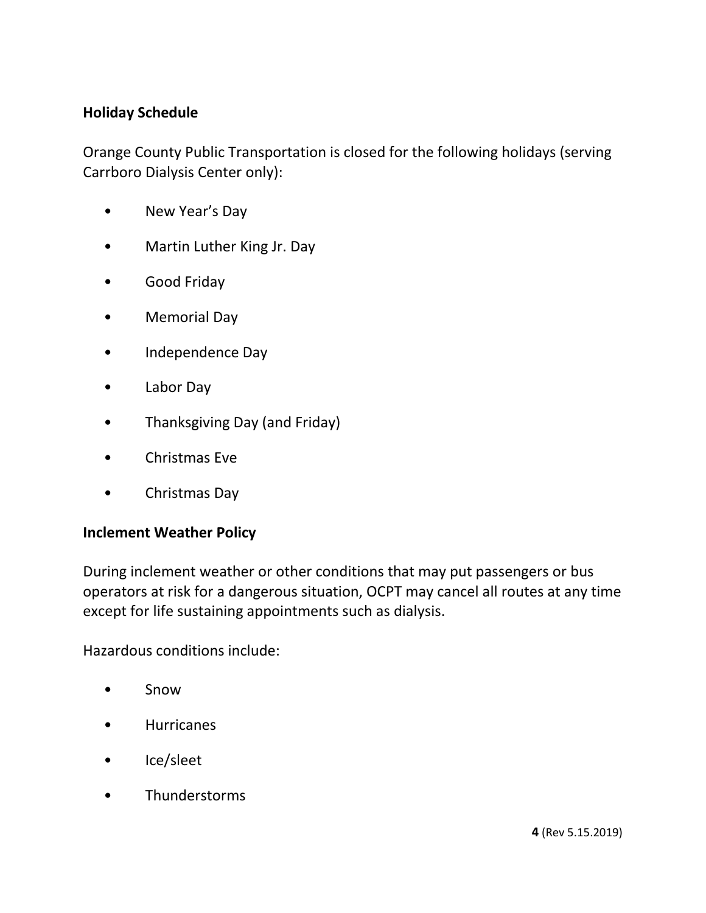**Holiday Schedule**

Orange County Public Transportation is closed for the following holidays (serving Carrboro Dialysis Center only):

- New Year's Day
- Martin Luther King Jr. Day
- Good Friday
- Memorial Day
- Independence Day
- Labor Day
- Thanksgiving Day (and Friday)
- Christmas Eve
- Christmas Day

**Inclement Weather Policy**

During inclement weather or other conditions that may put passengers or bus operators at risk for a dangerous situation, OCPT may cancel all routes at any time except for life sustaining appointments such as dialysis.

Hazardous conditions include:

- Snow
- Hurricanes
- Ice/sleet
- Thunderstorms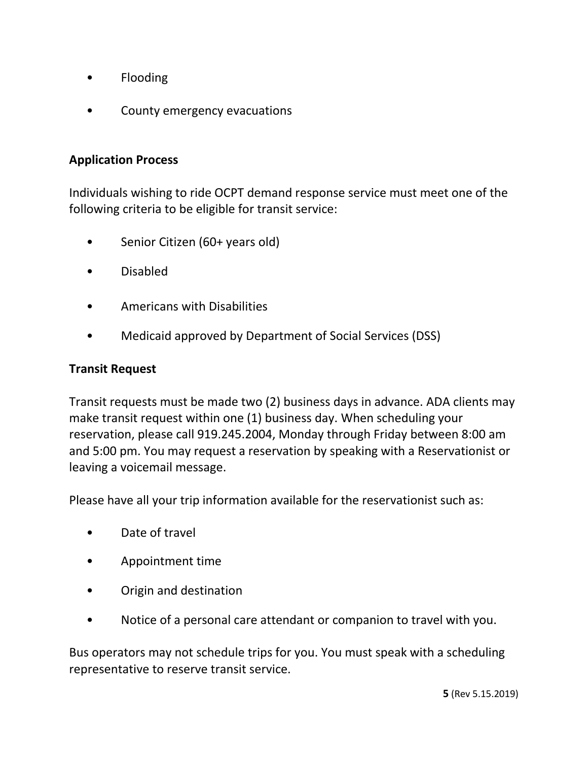- Flooding
- County emergency evacuations

## Application Process

Individuals wishing to ride OCPT demand response service must meet one of the following criteria to be eligible for transit service:

- Senior Citizen (60+ years old)
- Disabled
- Americans with Disabilities
- Medicaid approved by Department of Social Services (DSS)

## Transit Request

Transit requests must be made two (2) business days in advance. ADA clients may make transit request within one (1) business day. When scheduling your reservation, please call 919.245.2004, Monday through Friday between 8:00 am and 5:00 pm. You may request a reservation by speaking with a Reservationist or leaving a voicemail message.

Please have all your trip information available for the reservationist such as:

- Date of travel
- Appointment time
- Origin and destination
- Notice of a personal care attendant or companion to travel with you.

Bus operators may not schedule trips for you. You must speak with a scheduling representative to reserve transit service.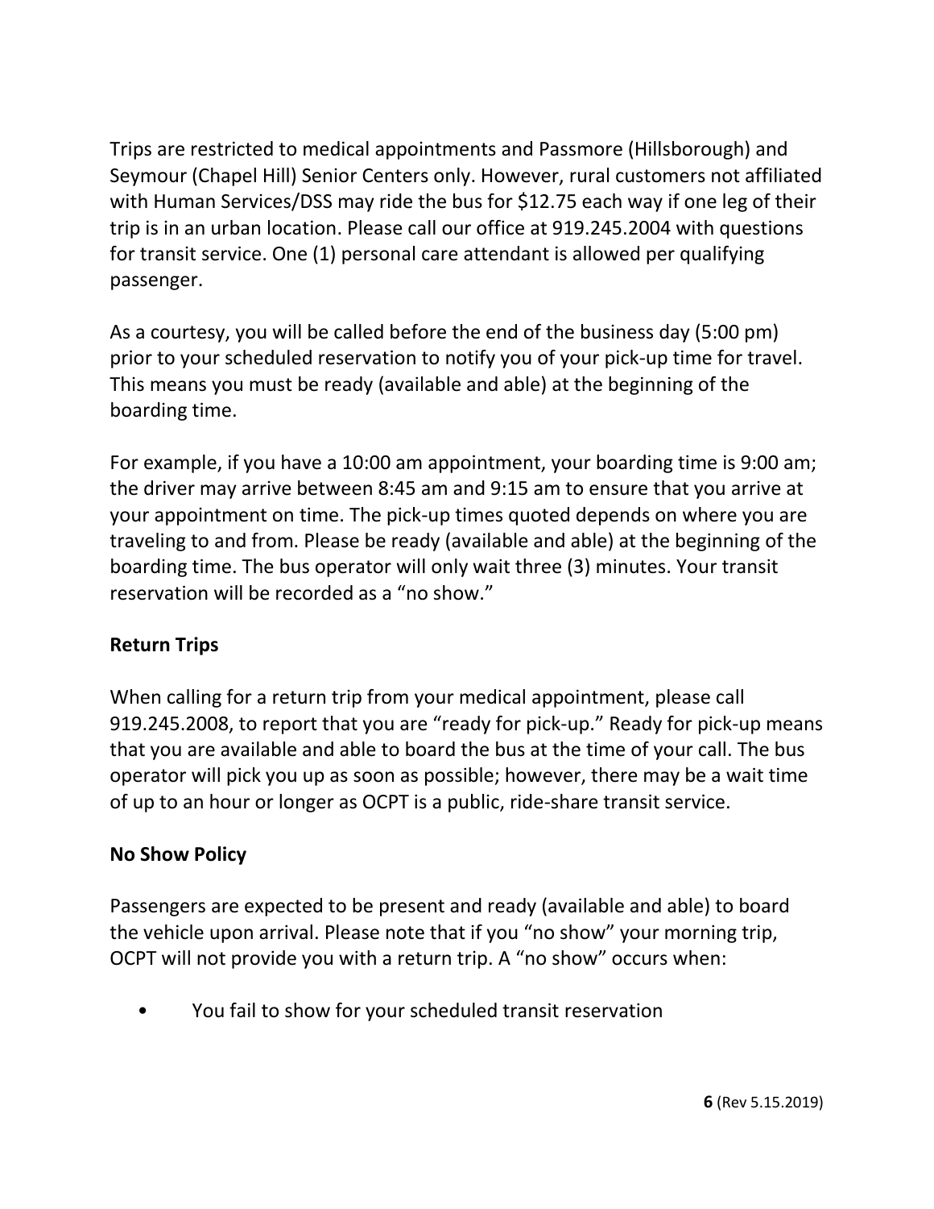Trips are restricted to medical appointments and Passmore (Hillsborough) and Seymour (Chapel Hill) Senior Centers only. However, rural customers not affiliated with Human Services/DSS may ride the bus for $12.75 each way if one leg of their trip is in an urban location. Please call our office at 919.245.2004 with questions for transit service. One (1) personal care attendant is allowed per qualifying passenger.

As a courtesy, you will be called before the end of the business day (5:00 pm) prior to your scheduled reservation to notify you of your pick-up time for travel. This means you must be ready (available and able) at the beginning of the boarding time.

For example, if you have a 10:00 am appointment, your boarding time is 9:00 am; the driver may arrive between 8:45 am and 9:15 am to ensure that you arrive at your appointment on time. The pick-up times quoted depends on where you are traveling to and from. Please be ready (available and able) at the beginning of the boarding time. The bus operator will only wait three (3) minutes. Your transit reservation will be recorded as a "no show."

**Return Trips**

When calling for a return trip from your medical appointment, please call 919.245.2008, to report that you are "ready for pick-up." Ready for pick-up means that you are available and able to board the bus at the time of your call. The bus operator will pick you up as soon as possible; however, there may be a wait time of up to an hour or longer as OCPT is a public, ride-share transit service.

**No Show Policy**

Passengers are expected to be present and ready (available and able) to board the vehicle upon arrival. Please note that if you "no show" your morning trip, OCPT will not provide you with a return trip. A "no show" occurs when:

- You fail to show for your scheduled transit reservation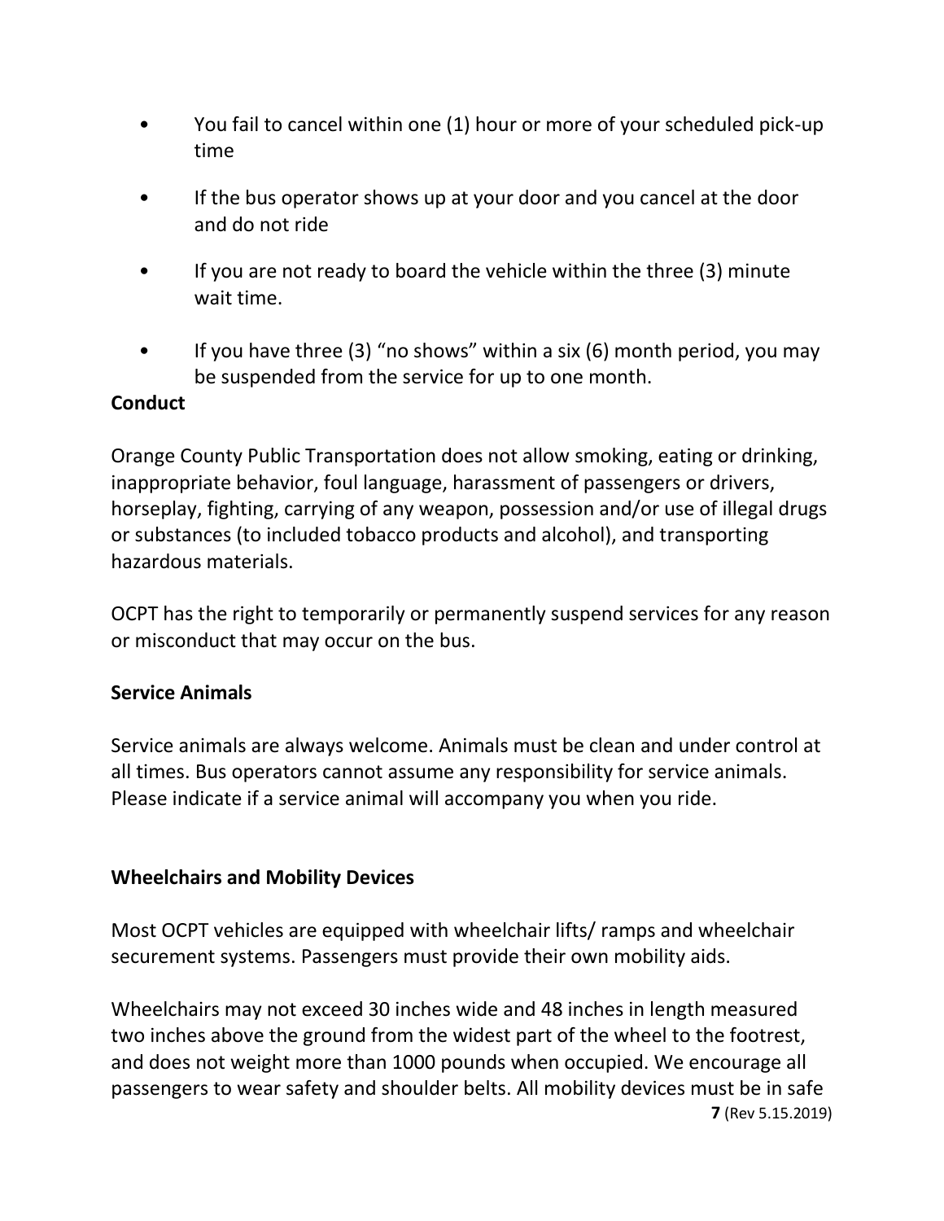- You fail to cancel within one (1) hour or more of your scheduled pick-up time
- If the bus operator shows up at your door and you cancel at the door and do not ride
- If you are not ready to board the vehicle within the three (3) minute wait time.
- If you have three (3) “no shows” within a six (6) month period, you may be suspended from the service for up to one month.

**Conduct**

Orange County Public Transportation does not allow smoking, eating or drinking, inappropriate behavior, foul language, harassment of passengers or drivers, horseplay, fighting, carrying of any weapon, possession and/or use of illegal drugs or substances (to included tobacco products and alcohol), and transporting hazardous materials.

OCPT has the right to temporarily or permanently suspend services for any reason or misconduct that may occur on the bus.

**Service Animals**

Service animals are always welcome. Animals must be clean and under control at all times. Bus operators cannot assume any responsibility for service animals. Please indicate if a service animal will accompany you when you ride.

**Wheelchairs and Mobility Devices**

Most OCPT vehicles are equipped with wheelchair lifts/ ramps and wheelchair securement systems. Passengers must provide their own mobility aids.

Wheelchairs may not exceed 30 inches wide and 48 inches in length measured two inches above the ground from the widest part of the wheel to the footrest, and does not weight more than 1000 pounds when occupied. We encourage all passengers to wear safety and shoulder belts. All mobility devices must be in safe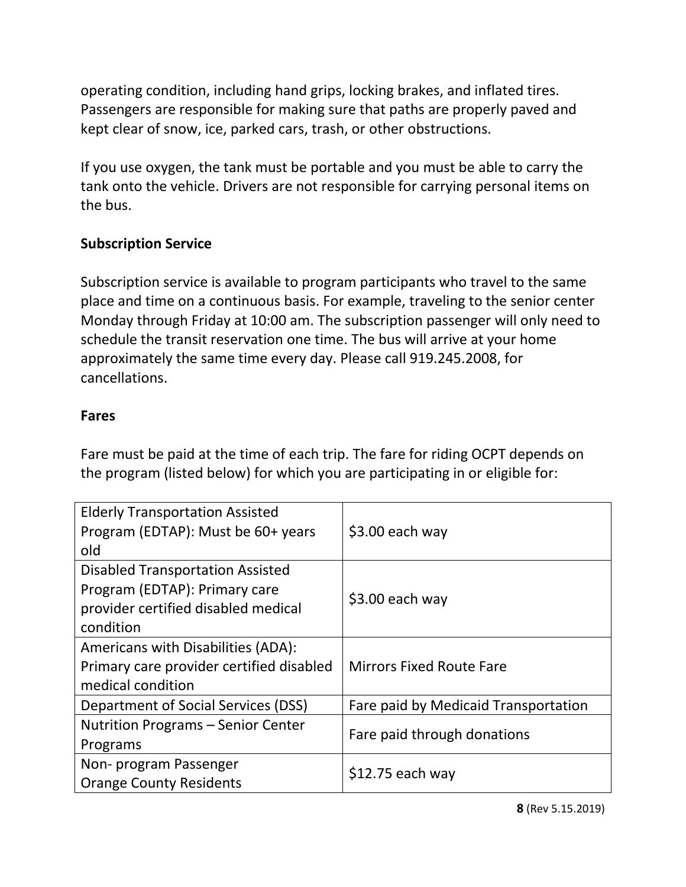operating condition, including hand grips, locking brakes, and inflated tires. Passengers are responsible for making sure that paths are properly paved and kept clear of snow, ice, parked cars, trash, or other obstructions.

If you use oxygen, the tank must be portable and you must be able to carry the tank onto the vehicle. Drivers are not responsible for carrying personal items on the bus.

**Subscription Service**

Subscription service is available to program participants who travel to the same place and time on a continuous basis. For example, traveling to the senior center Monday through Friday at 10:00 am. The subscription passenger will only need to schedule the transit reservation one time. The bus will arrive at your home approximately the same time every day. Please call 919.245.2008, for cancellations.

**Fares**

Fare must be paid at the time of each trip. The fare for riding OCPT depends on the program (listed below) for which you are participating in or eligible for:

| | |
|---|---|
| Elderly Transportation Assisted Program (EDTAP): Must be 60+ years old | $3.00 each way |
| Disabled Transportation Assisted Program (EDTAP): Primary care provider certified disabled medical condition | $3.00 each way |
| Americans with Disabilities (ADA): Primary care provider certified disabled medical condition | Mirrors Fixed Route Fare |
| Department of Social Services (DSS) | Fare paid by Medicaid Transportation |
| Nutrition Programs – Senior Center Programs | Fare paid through donations |
| Non- program Passenger Orange County Residents | $12.75 each way |

(Rev 5.15.2019)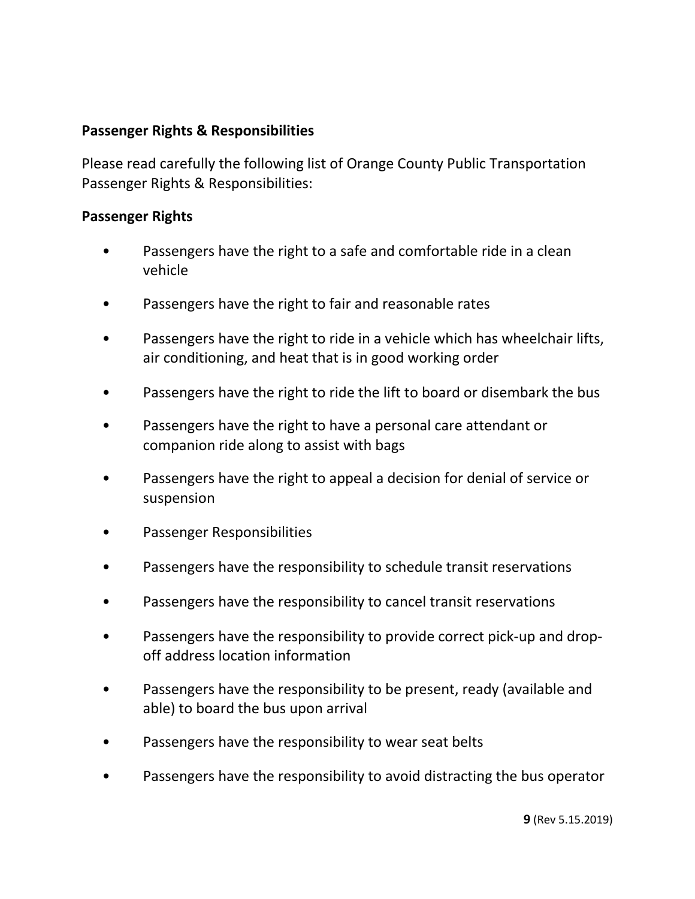**Passenger Rights & Responsibilities**

Please read carefully the following list of Orange County Public Transportation Passenger Rights & Responsibilities:

**Passenger Rights**

- Passengers have the right to a safe and comfortable ride in a clean vehicle
- Passengers have the right to fair and reasonable rates
- Passengers have the right to ride in a vehicle which has wheelchair lifts, air conditioning, and heat that is in good working order
- Passengers have the right to ride the lift to board or disembark the bus
- Passengers have the right to have a personal care attendant or companion ride along to assist with bags
- Passengers have the right to appeal a decision for denial of service or suspension
- Passenger Responsibilities
- Passengers have the responsibility to schedule transit reservations
- Passengers have the responsibility to cancel transit reservations
- Passengers have the responsibility to provide correct pick-up and drop-off address location information
- Passengers have the responsibility to be present, ready (available and able) to board the bus upon arrival
- Passengers have the responsibility to wear seat belts
- Passengers have the responsibility to avoid distracting the bus operator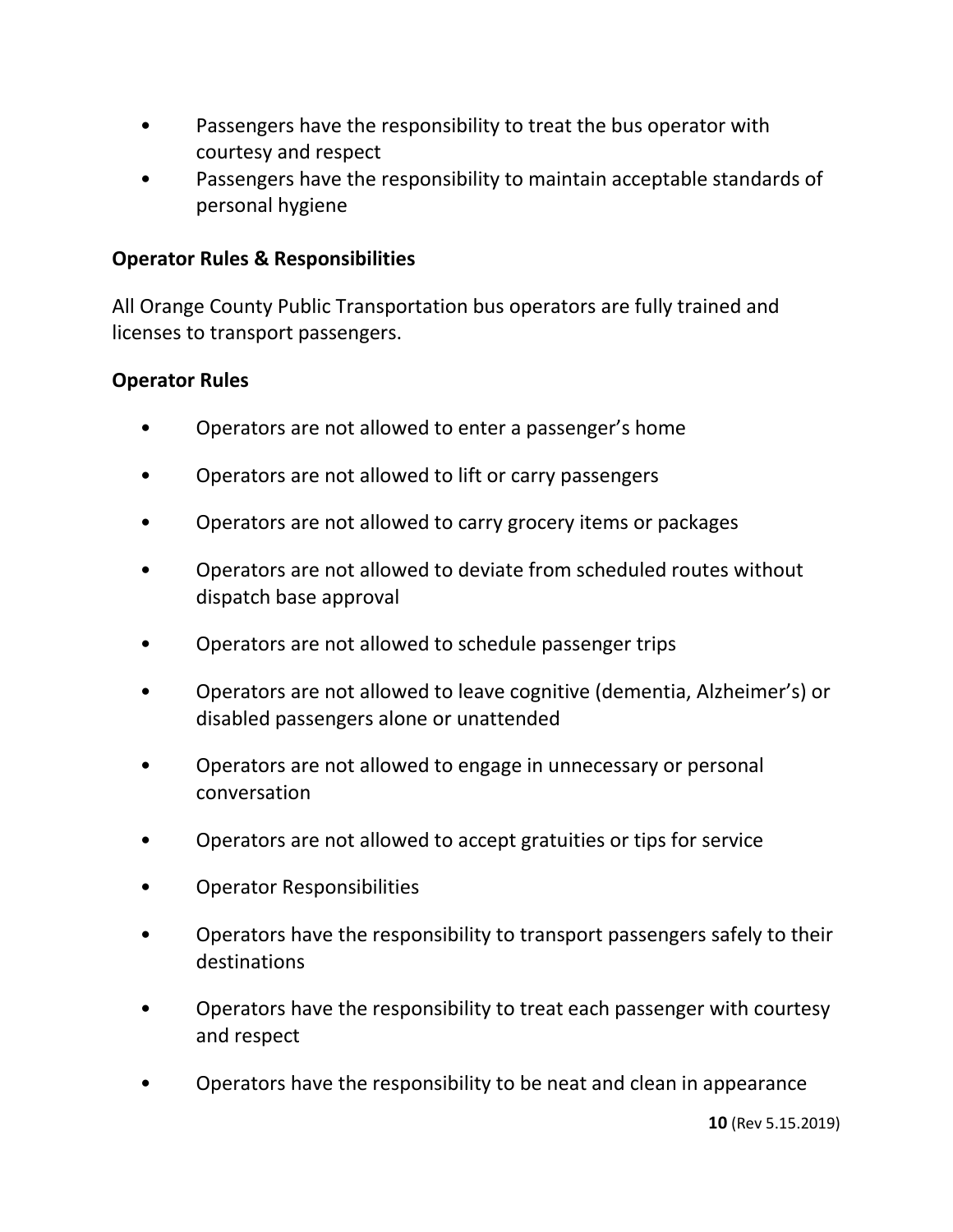- Passengers have the responsibility to treat the bus operator with courtesy and respect
- Passengers have the responsibility to maintain acceptable standards of personal hygiene

**Operator Rules & Responsibilities**

All Orange County Public Transportation bus operators are fully trained and licenses to transport passengers.

**Operator Rules**

- Operators are not allowed to enter a passenger's home
- Operators are not allowed to lift or carry passengers
- Operators are not allowed to carry grocery items or packages
- Operators are not allowed to deviate from scheduled routes without dispatch base approval
- Operators are not allowed to schedule passenger trips
- Operators are not allowed to leave cognitive (dementia, Alzheimer's) or disabled passengers alone or unattended
- Operators are not allowed to engage in unnecessary or personal conversation
- Operators are not allowed to accept gratuities or tips for service
- Operator Responsibilities
- Operators have the responsibility to transport passengers safely to their destinations
- Operators have the responsibility to treat each passenger with courtesy and respect
- Operators have the responsibility to be neat and clean in appearance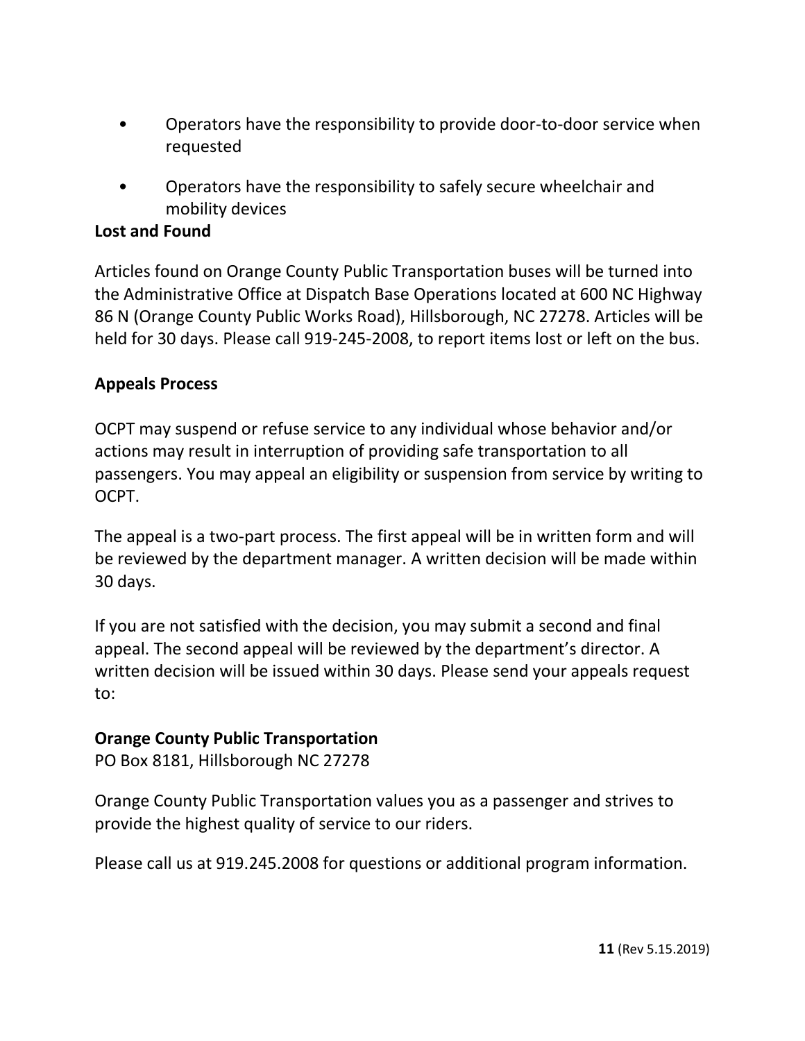- Operators have the responsibility to provide door-to-door service when requested
- Operators have the responsibility to safely secure wheelchair and mobility devices

**Lost and Found**

Articles found on Orange County Public Transportation buses will be turned into the Administrative Office at Dispatch Base Operations located at 600 NC Highway 86 N (Orange County Public Works Road), Hillsborough, NC 27278. Articles will be held for 30 days. Please call 919-245-2008, to report items lost or left on the bus.

**Appeals Process**

OCPT may suspend or refuse service to any individual whose behavior and/or actions may result in interruption of providing safe transportation to all passengers. You may appeal an eligibility or suspension from service by writing to OCPT.

The appeal is a two-part process. The first appeal will be in written form and will be reviewed by the department manager. A written decision will be made within 30 days.

If you are not satisfied with the decision, you may submit a second and final appeal. The second appeal will be reviewed by the department's director. A written decision will be issued within 30 days. Please send your appeals request to:

**Orange County Public Transportation**
PO Box 8181, Hillsborough NC 27278

Orange County Public Transportation values you as a passenger and strives to provide the highest quality of service to our riders.

Please call us at 919.245.2008 for questions or additional program information.

(Rev 5.15.2019)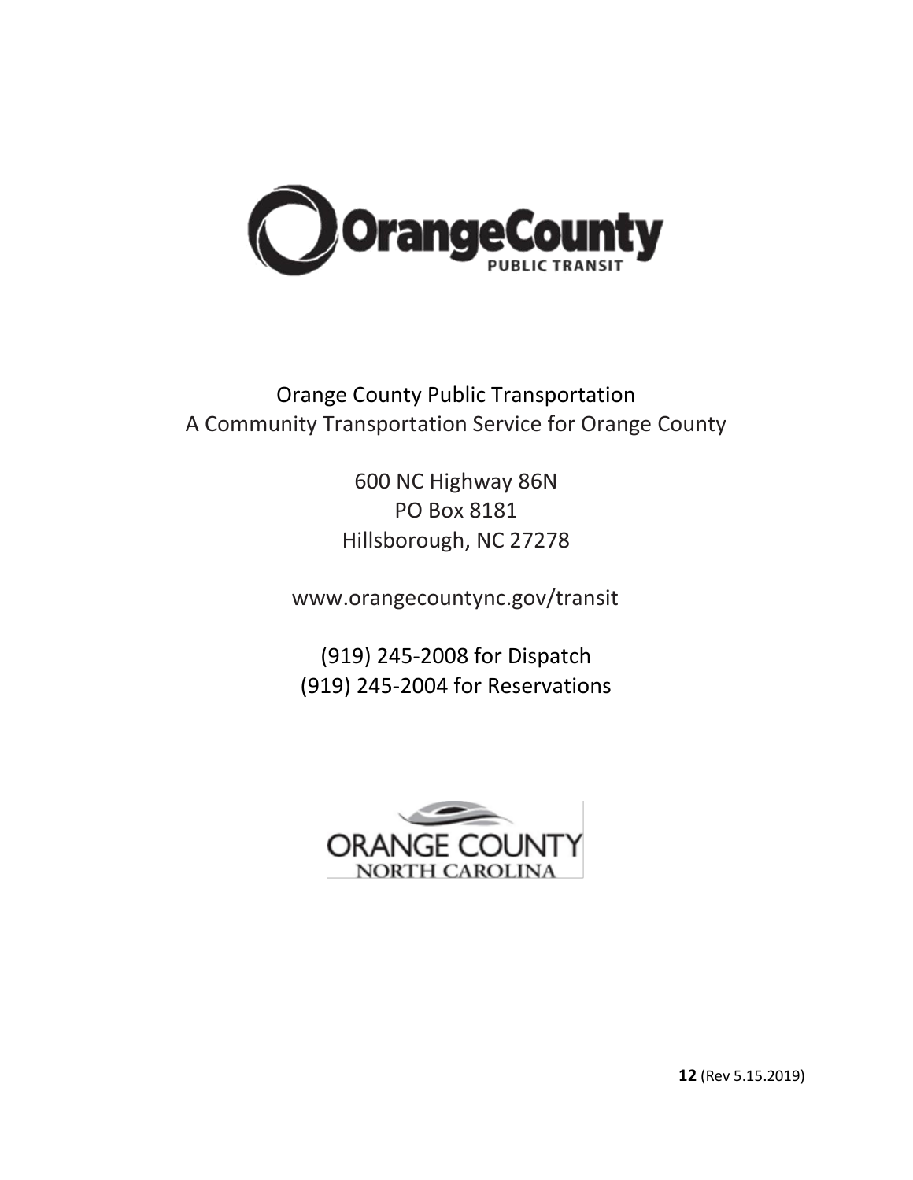Orange County Public Transportation
A Community Transportation Service for Orange County

600 NC Highway 86N
PO Box 8181
Hillsborough, NC 27278

www.orangecountync.gov/transit

(919) 245-2008 for Dispatch
(919) 245-2004 for Reservations

(Rev 5.15.2019)